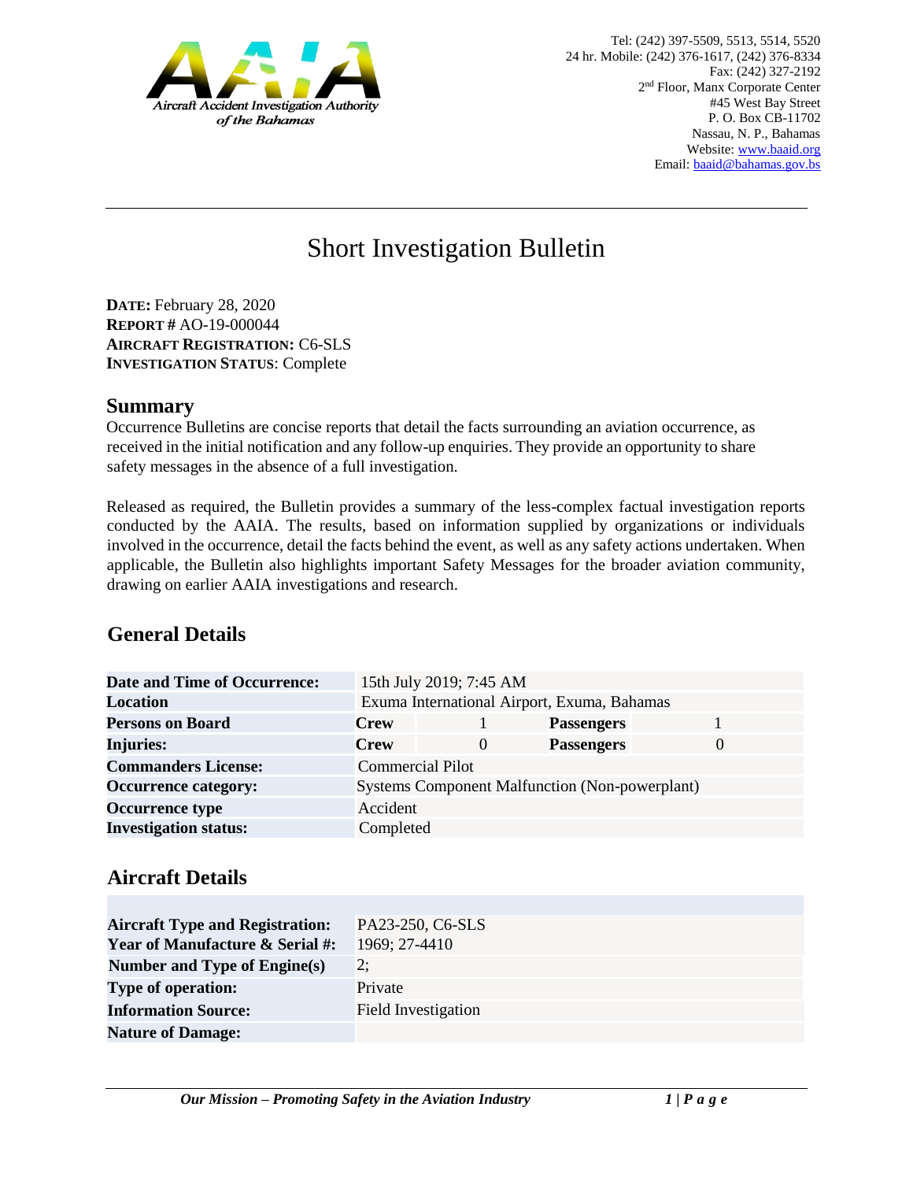Aircraft Accident Investigation Authority of the Bahamas

Tel: (242) 397-5509, 5513, 5514, 5520
24 hr. Mobile: (242) 376-1617, (242) 376-8334
Fax: (242) 327-2192
2nd Floor, Manx Corporate Center
#45 West Bay Street
P. O. Box CB-11702
Nassau, N. P., Bahamas
Website: www.baaid.org
Email: baaid@bahamas.gov.bs

# Short Investigation Bulletin

**DATE:** February 28, 2020
**REPORT #** AO-19-000044
**AIRCRAFT REGISTRATION:** C6-SLS
**INVESTIGATION STATUS**: Complete

## Summary

Occurrence Bulletins are concise reports that detail the facts surrounding an aviation occurrence, as received in the initial notification and any follow-up enquiries. They provide an opportunity to share safety messages in the absence of a full investigation.

Released as required, the Bulletin provides a summary of the less-complex factual investigation reports conducted by the AAIA. The results, based on information supplied by organizations or individuals involved in the occurrence, detail the facts behind the event, as well as any safety actions undertaken. When applicable, the Bulletin also highlights important Safety Messages for the broader aviation community, drawing on earlier AAIA investigations and research.

## General Details

| | | | | |
|---|---|---|---|---|
| **Date and Time of Occurrence:** | 15th July 2019; 7:45 AM | | | |
| **Location** | Exuma International Airport, Exuma, Bahamas | | | |
| **Persons on Board** | **Crew** | 1 | **Passengers** | 1 |
| **Injuries:** | **Crew** | 0 | **Passengers** | 0 |
| **Commanders License:** | Commercial Pilot | | | |
| **Occurrence category:** | Systems Component Malfunction (Non-powerplant) | | | |
| **Occurrence type** | Accident | | | |
| **Investigation status:** | Completed | | | |

## Aircraft Details

| | |
|---|---|
| **Aircraft Type and Registration:** | PA23-250, C6-SLS |
| **Year of Manufacture & Serial #:** | 1969; 27-4410 |
| **Number and Type of Engine(s)** | 2; |
| **Type of operation:** | Private |
| **Information Source:** | Field Investigation |
| **Nature of Damage:** | |

*Our Mission – Promoting Safety in the Aviation Industry*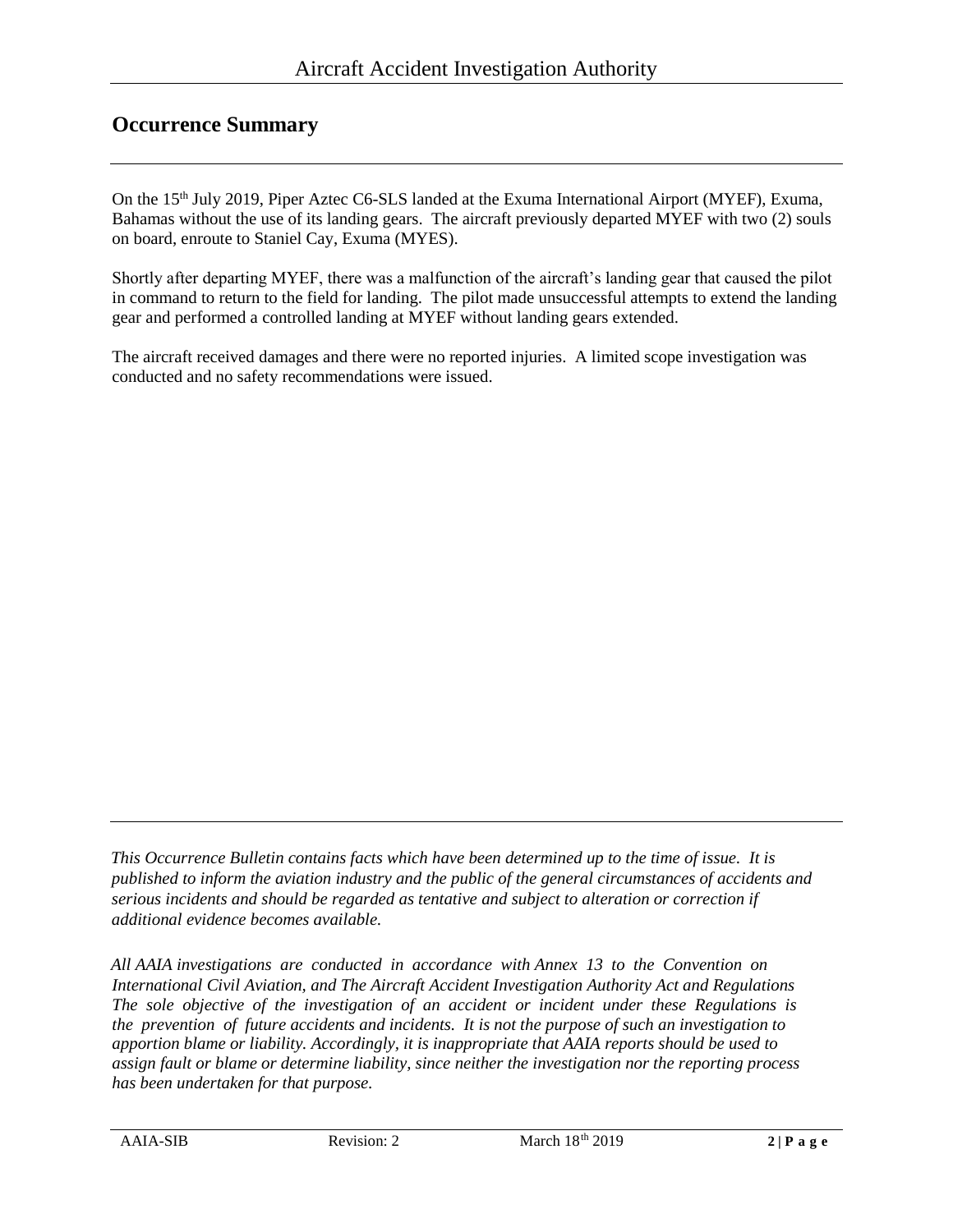## Occurrence Summary

On the 15th July 2019, Piper Aztec C6-SLS landed at the Exuma International Airport (MYEF), Exuma, Bahamas without the use of its landing gears. The aircraft previously departed MYEF with two (2) souls on board, enroute to Staniel Cay, Exuma (MYES).

Shortly after departing MYEF, there was a malfunction of the aircraft's landing gear that caused the pilot in command to return to the field for landing. The pilot made unsuccessful attempts to extend the landing gear and performed a controlled landing at MYEF without landing gears extended.

The aircraft received damages and there were no reported injuries. A limited scope investigation was conducted and no safety recommendations were issued.

---

*This Occurrence Bulletin contains facts which have been determined up to the time of issue. It is published to inform the aviation industry and the public of the general circumstances of accidents and serious incidents and should be regarded as tentative and subject to alteration or correction if additional evidence becomes available.*

*All AAIA investigations are conducted in accordance with Annex 13 to the Convention on International Civil Aviation, and The Aircraft Accident Investigation Authority Act and Regulations The sole objective of the investigation of an accident or incident under these Regulations is the prevention of future accidents and incidents. It is not the purpose of such an investigation to apportion blame or liability. Accordingly, it is inappropriate that AAIA reports should be used to assign fault or blame or determine liability, since neither the investigation nor the reporting process has been undertaken for that purpose.*